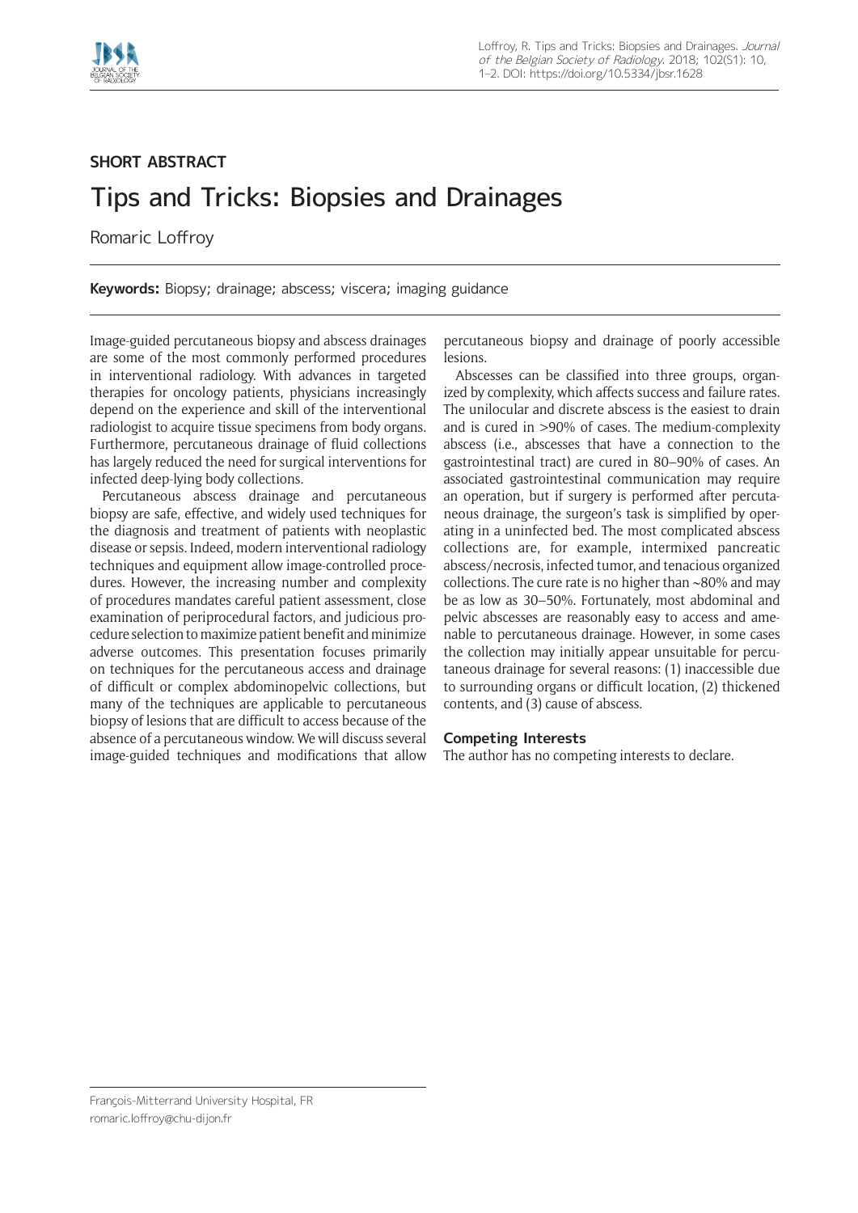**SHORT ABSTRACT**

# Tips and Tricks: Biopsies and Drainages

Romaric Loffroy

**Keywords:** Biopsy; drainage; abscess; viscera; imaging guidance

Image-guided percutaneous biopsy and abscess drainages are some of the most commonly performed procedures in interventional radiology. With advances in targeted therapies for oncology patients, physicians increasingly depend on the experience and skill of the interventional radiologist to acquire tissue specimens from body organs. Furthermore, percutaneous drainage of fluid collections has largely reduced the need for surgical interventions for infected deep-lying body collections.

Percutaneous abscess drainage and percutaneous biopsy are safe, effective, and widely used techniques for the diagnosis and treatment of patients with neoplastic disease or sepsis. Indeed, modern interventional radiology techniques and equipment allow image-controlled procedures. However, the increasing number and complexity of procedures mandates careful patient assessment, close examination of periprocedural factors, and judicious procedure selection to maximize patient benefit and minimize adverse outcomes. This presentation focuses primarily on techniques for the percutaneous access and drainage of difficult or complex abdominopelvic collections, but many of the techniques are applicable to percutaneous biopsy of lesions that are difficult to access because of the absence of a percutaneous window. We will discuss several image-guided techniques and modifications that allow percutaneous biopsy and drainage of poorly accessible lesions.

Abscesses can be classified into three groups, organized by complexity, which affects success and failure rates. The unilocular and discrete abscess is the easiest to drain and is cured in >90% of cases. The medium-complexity abscess (i.e., abscesses that have a connection to the gastrointestinal tract) are cured in 80–90% of cases. An associated gastrointestinal communication may require an operation, but if surgery is performed after percutaneous drainage, the surgeon's task is simplified by operating in a uninfected bed. The most complicated abscess collections are, for example, intermixed pancreatic abscess/necrosis, infected tumor, and tenacious organized collections. The cure rate is no higher than ~80% and may be as low as 30–50%. Fortunately, most abdominal and pelvic abscesses are reasonably easy to access and amenable to percutaneous drainage. However, in some cases the collection may initially appear unsuitable for percutaneous drainage for several reasons: (1) inaccessible due to surrounding organs or difficult location, (2) thickened contents, and (3) cause of abscess.

### Competing Interests

The author has no competing interests to declare.

François-Mitterrand University Hospital, FR
romaric.loffroy@chu-dijon.fr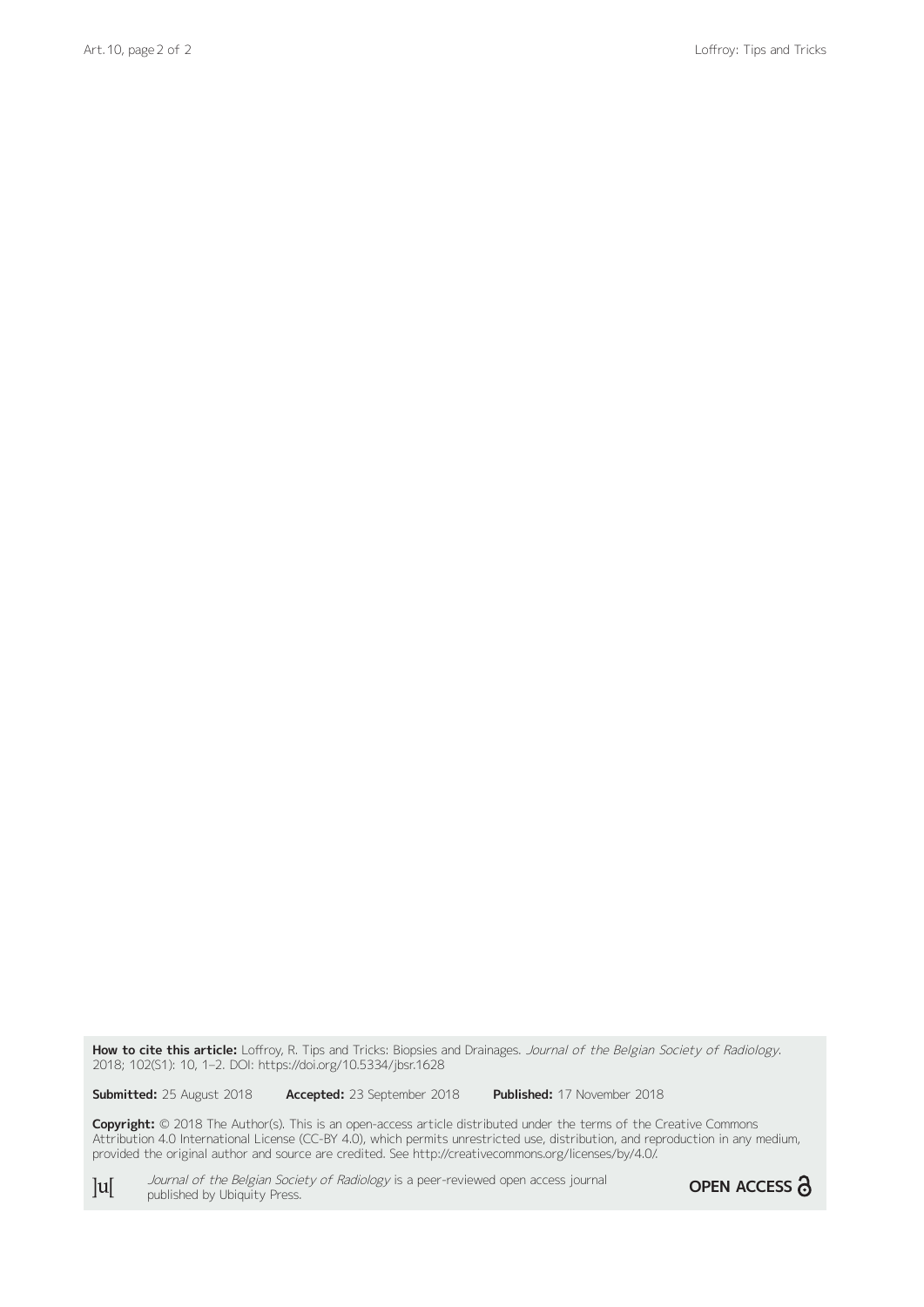**How to cite this article:** Loffroy, R. Tips and Tricks: Biopsies and Drainages. *Journal of the Belgian Society of Radiology*. 2018; 102(S1): 10, 1–2. DOI: https://doi.org/10.5334/jbsr.1628

**Submitted:** 25 August 2018 **Accepted:** 23 September 2018 **Published:** 17 November 2018

**Copyright:** © 2018 The Author(s). This is an open-access article distributed under the terms of the Creative Commons Attribution 4.0 International License (CC-BY 4.0), which permits unrestricted use, distribution, and reproduction in any medium, provided the original author and source are credited. See http://creativecommons.org/licenses/by/4.0/.

*Journal of the Belgian Society of Radiology* is a peer-reviewed open access journal published by Ubiquity Press.

**OPEN ACCESS**